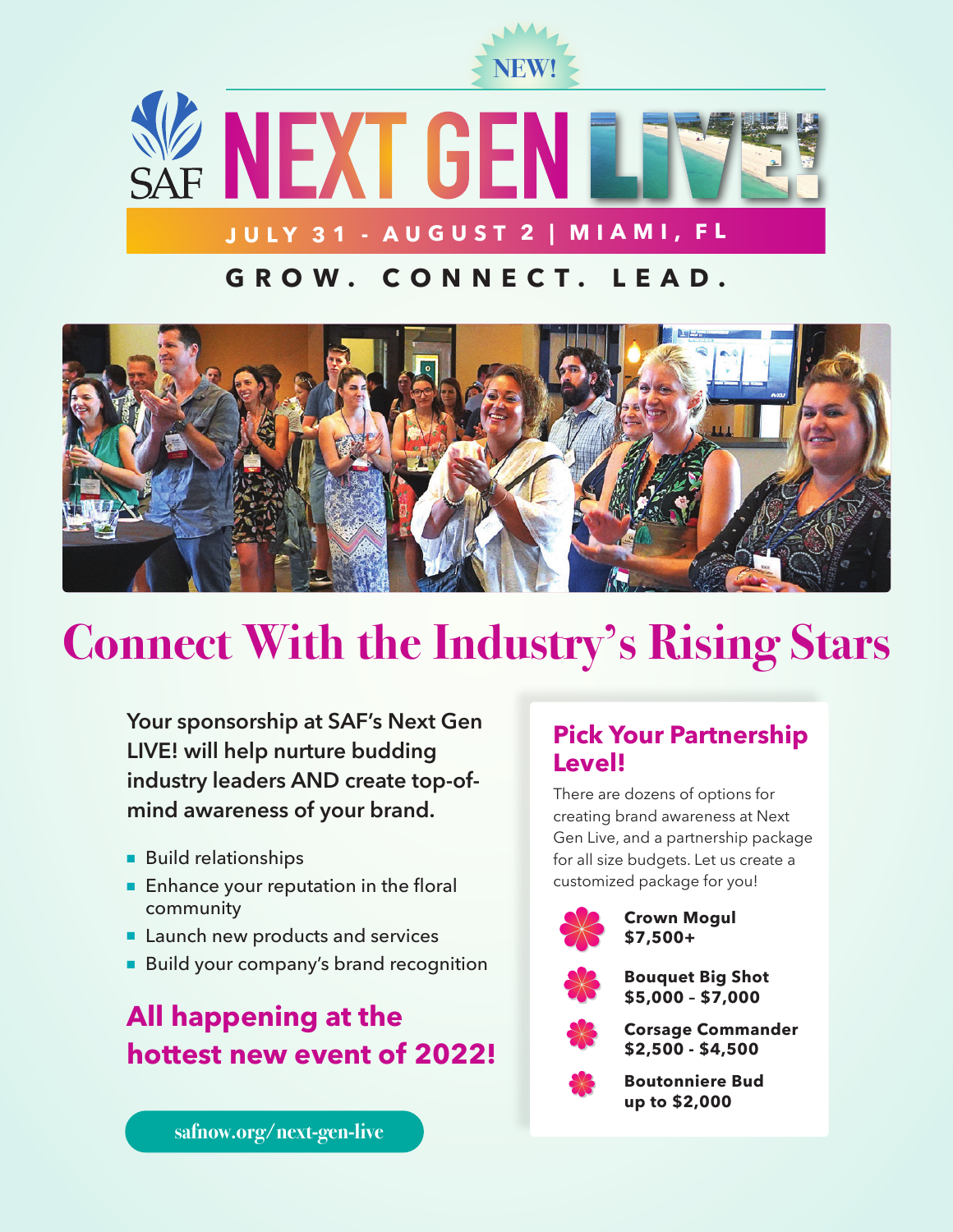NEW!

# SAF NEXT GEN LIVE!

JULY 31 - AUGUST 2 | MIAMI, FL

GROW. CONNECT. LEAD.

## Connect With the Industry's Rising Stars

**Your sponsorship at SAF's Next Gen LIVE! will help nurture budding industry leaders AND create top-of-mind awareness of your brand.**

- Build relationships
- Enhance your reputation in the floral community
- Launch new products and services
- Build your company's brand recognition

### All happening at the hottest new event of 2022!

safnow.org/next-gen-live

### Pick Your Partnership Level!

There are dozens of options for creating brand awareness at Next Gen Live, and a partnership package for all size budgets. Let us create a customized package for you!

- **Crown Mogul**
  **$7,500+**
- **Bouquet Big Shot**
  **$5,000 – $7,000**
- **Corsage Commander**
  **$2,500 - $4,500**
- **Boutonniere Bud**
  **up to $2,000**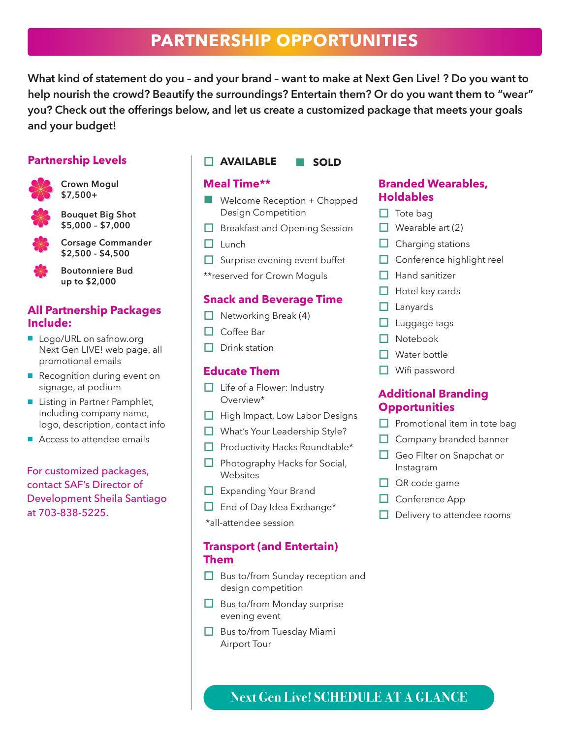# PARTNERSHIP OPPORTUNITIES

**What kind of statement do you – and your brand – want to make at Next Gen Live! ? Do you want to help nourish the crowd? Beautify the surroundings? Entertain them? Or do you want them to "wear" you? Check out the offerings below, and let us create a customized package that meets your goals and your budget!**

## Partnership Levels

**Crown Mogul**
**$7,500+**

**Bouquet Big Shot**
**$5,000 – $7,000**

**Corsage Commander**
**$2,500 - $4,500**

**Boutonniere Bud**
**up to $2,000**

## All Partnership Packages Include:

- Logo/URL on safnow.org Next Gen LIVE! web page, all promotional emails
- Recognition during event on signage, at podium
- Listing in Partner Pamphlet, including company name, logo, description, contact info
- Access to attendee emails

For customized packages, contact SAF's Director of Development Sheila Santiago at 703-838-5225.

☐ **AVAILABLE** ■ **SOLD**

## Meal Time**

- ■ Welcome Reception + Chopped Design Competition
- ☐ Breakfast and Opening Session
- ☐ Lunch
- ☐ Surprise evening event buffet

**reserved for Crown Moguls

## Snack and Beverage Time

- ☐ Networking Break (4)
- ☐ Coffee Bar
- ☐ Drink station

## Educate Them

- ☐ Life of a Flower: Industry Overview*
- ☐ High Impact, Low Labor Designs
- ☐ What's Your Leadership Style?
- ☐ Productivity Hacks Roundtable*
- ☐ Photography Hacks for Social, Websites
- ☐ Expanding Your Brand
- ☐ End of Day Idea Exchange*

*all-attendee session

## Transport (and Entertain) Them

- ☐ Bus to/from Sunday reception and design competition
- ☐ Bus to/from Monday surprise evening event
- ☐ Bus to/from Tuesday Miami Airport Tour

## Branded Wearables, Holdables

- ☐ Tote bag
- ☐ Wearable art (2)
- ☐ Charging stations
- ☐ Conference highlight reel
- ☐ Hand sanitizer
- ☐ Hotel key cards
- ☐ Lanyards
- ☐ Luggage tags
- ☐ Notebook
- ☐ Water bottle
- ☐ Wifi password

## Additional Branding Opportunities

- ☐ Promotional item in tote bag
- ☐ Company branded banner
- ☐ Geo Filter on Snapchat or Instagram
- ☐ QR code game
- ☐ Conference App
- ☐ Delivery to attendee rooms

**Next Gen Live! SCHEDULE AT A GLANCE**